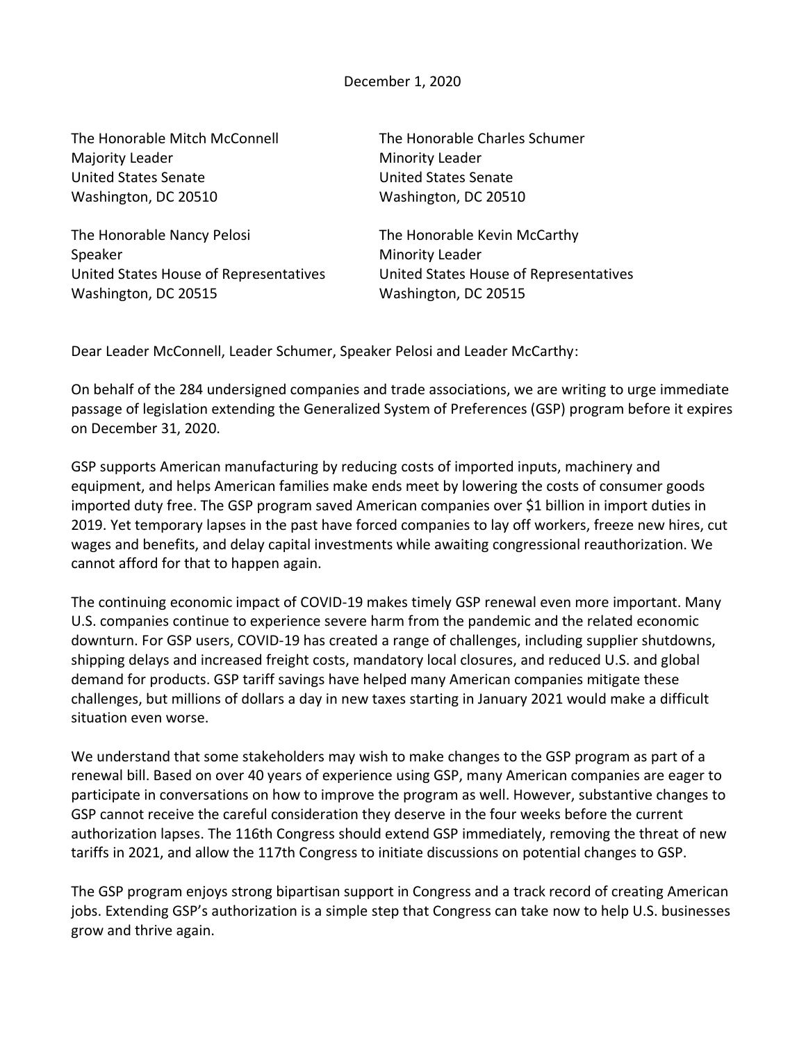December 1, 2020

The Honorable Mitch McConnell
Majority Leader
United States Senate
Washington, DC 20510

The Honorable Charles Schumer
Minority Leader
United States Senate
Washington, DC 20510

The Honorable Nancy Pelosi
Speaker
United States House of Representatives
Washington, DC 20515

The Honorable Kevin McCarthy
Minority Leader
United States House of Representatives
Washington, DC 20515

Dear Leader McConnell, Leader Schumer, Speaker Pelosi and Leader McCarthy:

On behalf of the 284 undersigned companies and trade associations, we are writing to urge immediate passage of legislation extending the Generalized System of Preferences (GSP) program before it expires on December 31, 2020.

GSP supports American manufacturing by reducing costs of imported inputs, machinery and equipment, and helps American families make ends meet by lowering the costs of consumer goods imported duty free. The GSP program saved American companies over $1 billion in import duties in 2019. Yet temporary lapses in the past have forced companies to lay off workers, freeze new hires, cut wages and benefits, and delay capital investments while awaiting congressional reauthorization. We cannot afford for that to happen again.

The continuing economic impact of COVID-19 makes timely GSP renewal even more important. Many U.S. companies continue to experience severe harm from the pandemic and the related economic downturn. For GSP users, COVID-19 has created a range of challenges, including supplier shutdowns, shipping delays and increased freight costs, mandatory local closures, and reduced U.S. and global demand for products. GSP tariff savings have helped many American companies mitigate these challenges, but millions of dollars a day in new taxes starting in January 2021 would make a difficult situation even worse.

We understand that some stakeholders may wish to make changes to the GSP program as part of a renewal bill. Based on over 40 years of experience using GSP, many American companies are eager to participate in conversations on how to improve the program as well. However, substantive changes to GSP cannot receive the careful consideration they deserve in the four weeks before the current authorization lapses. The 116th Congress should extend GSP immediately, removing the threat of new tariffs in 2021, and allow the 117th Congress to initiate discussions on potential changes to GSP.

The GSP program enjoys strong bipartisan support in Congress and a track record of creating American jobs. Extending GSP's authorization is a simple step that Congress can take now to help U.S. businesses grow and thrive again.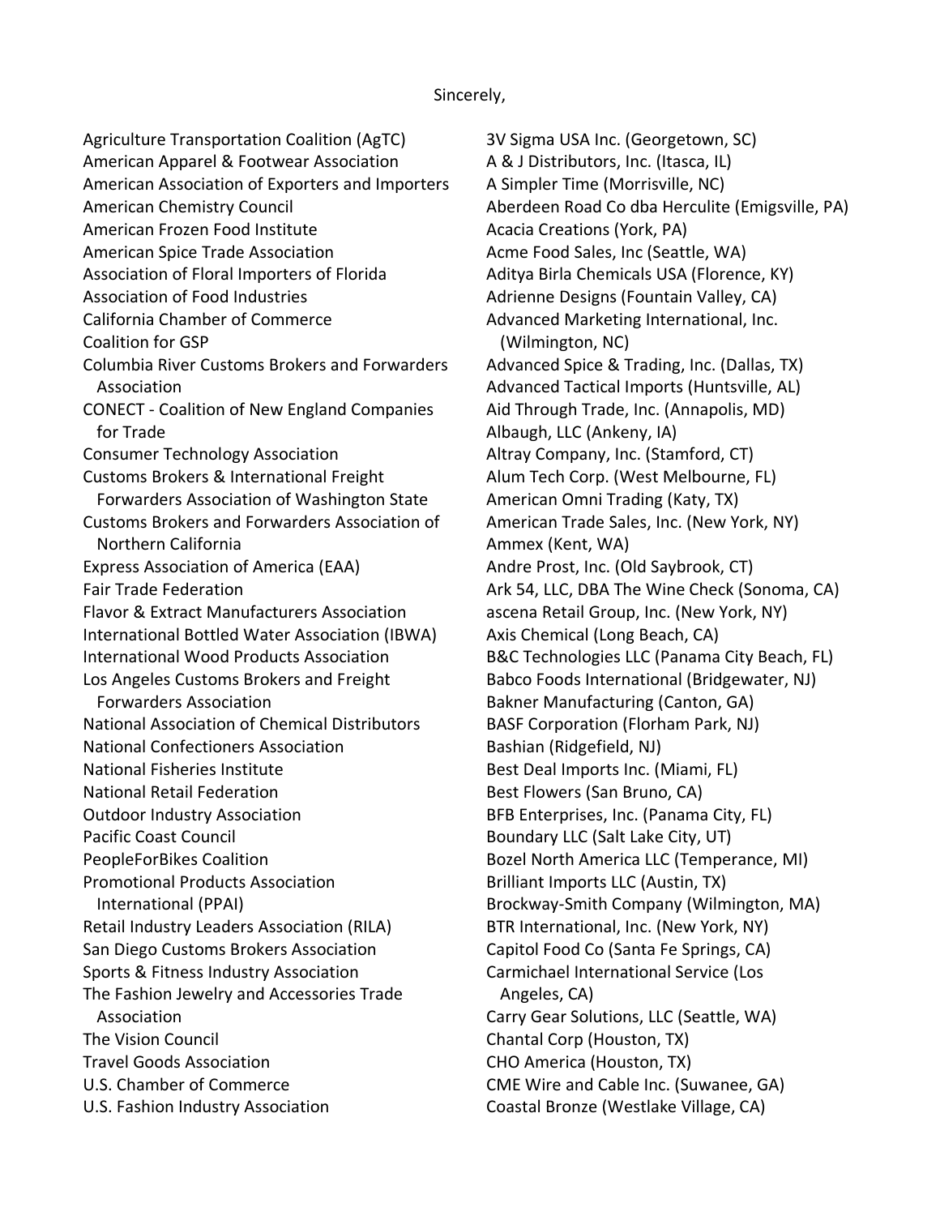Sincerely,

Agriculture Transportation Coalition (AgTC)
American Apparel & Footwear Association
American Association of Exporters and Importers
American Chemistry Council
American Frozen Food Institute
American Spice Trade Association
Association of Floral Importers of Florida
Association of Food Industries
California Chamber of Commerce
Coalition for GSP
Columbia River Customs Brokers and Forwarders Association
CONECT - Coalition of New England Companies for Trade
Consumer Technology Association
Customs Brokers & International Freight Forwarders Association of Washington State
Customs Brokers and Forwarders Association of Northern California
Express Association of America (EAA)
Fair Trade Federation
Flavor & Extract Manufacturers Association
International Bottled Water Association (IBWA)
International Wood Products Association
Los Angeles Customs Brokers and Freight Forwarders Association
National Association of Chemical Distributors
National Confectioners Association
National Fisheries Institute
National Retail Federation
Outdoor Industry Association
Pacific Coast Council
PeopleForBikes Coalition
Promotional Products Association International (PPAI)
Retail Industry Leaders Association (RILA)
San Diego Customs Brokers Association
Sports & Fitness Industry Association
The Fashion Jewelry and Accessories Trade Association
The Vision Council
Travel Goods Association
U.S. Chamber of Commerce
U.S. Fashion Industry Association

3V Sigma USA Inc. (Georgetown, SC)
A & J Distributors, Inc. (Itasca, IL)
A Simpler Time (Morrisville, NC)
Aberdeen Road Co dba Herculite (Emigsville, PA)
Acacia Creations (York, PA)
Acme Food Sales, Inc (Seattle, WA)
Aditya Birla Chemicals USA (Florence, KY)
Adrienne Designs (Fountain Valley, CA)
Advanced Marketing International, Inc. (Wilmington, NC)
Advanced Spice & Trading, Inc. (Dallas, TX)
Advanced Tactical Imports (Huntsville, AL)
Aid Through Trade, Inc. (Annapolis, MD)
Albaugh, LLC (Ankeny, IA)
Altray Company, Inc. (Stamford, CT)
Alum Tech Corp. (West Melbourne, FL)
American Omni Trading (Katy, TX)
American Trade Sales, Inc. (New York, NY)
Ammex (Kent, WA)
Andre Prost, Inc. (Old Saybrook, CT)
Ark 54, LLC, DBA The Wine Check (Sonoma, CA)
ascena Retail Group, Inc. (New York, NY)
Axis Chemical (Long Beach, CA)
B&C Technologies LLC (Panama City Beach, FL)
Babco Foods International (Bridgewater, NJ)
Bakner Manufacturing (Canton, GA)
BASF Corporation (Florham Park, NJ)
Bashian (Ridgefield, NJ)
Best Deal Imports Inc. (Miami, FL)
Best Flowers (San Bruno, CA)
BFB Enterprises, Inc. (Panama City, FL)
Boundary LLC (Salt Lake City, UT)
Bozel North America LLC (Temperance, MI)
Brilliant Imports LLC (Austin, TX)
Brockway-Smith Company (Wilmington, MA)
BTR International, Inc. (New York, NY)
Capitol Food Co (Santa Fe Springs, CA)
Carmichael International Service (Los Angeles, CA)
Carry Gear Solutions, LLC (Seattle, WA)
Chantal Corp (Houston, TX)
CHO America (Houston, TX)
CME Wire and Cable Inc. (Suwanee, GA)
Coastal Bronze (Westlake Village, CA)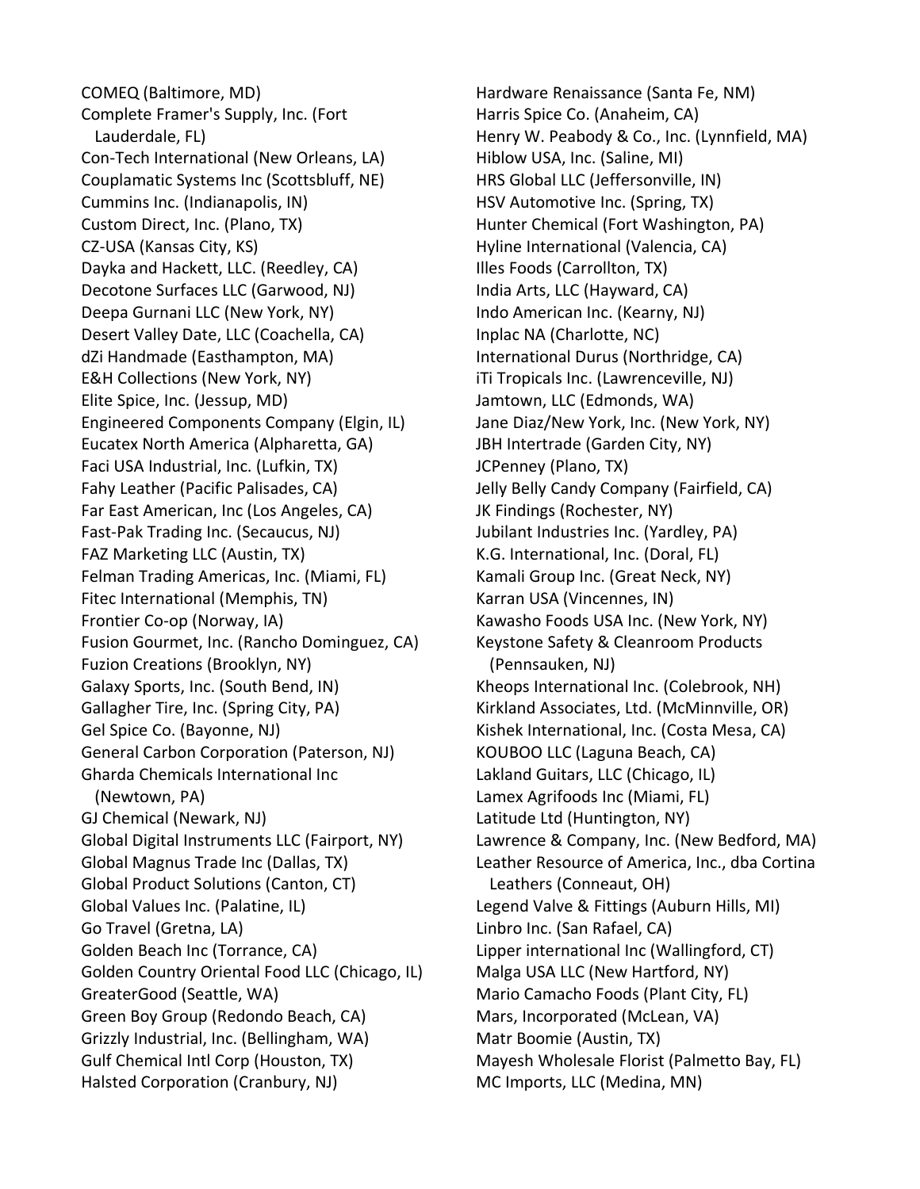COMEQ (Baltimore, MD)
Complete Framer's Supply, Inc. (Fort Lauderdale, FL)
Con-Tech International (New Orleans, LA)
Couplamatic Systems Inc (Scottsbluff, NE)
Cummins Inc. (Indianapolis, IN)
Custom Direct, Inc. (Plano, TX)
CZ-USA (Kansas City, KS)
Dayka and Hackett, LLC. (Reedley, CA)
Decotone Surfaces LLC (Garwood, NJ)
Deepa Gurnani LLC (New York, NY)
Desert Valley Date, LLC (Coachella, CA)
dZi Handmade (Easthampton, MA)
E&H Collections (New York, NY)
Elite Spice, Inc. (Jessup, MD)
Engineered Components Company (Elgin, IL)
Eucatex North America (Alpharetta, GA)
Faci USA Industrial, Inc. (Lufkin, TX)
Fahy Leather (Pacific Palisades, CA)
Far East American, Inc (Los Angeles, CA)
Fast-Pak Trading Inc. (Secaucus, NJ)
FAZ Marketing LLC (Austin, TX)
Felman Trading Americas, Inc. (Miami, FL)
Fitec International (Memphis, TN)
Frontier Co-op (Norway, IA)
Fusion Gourmet, Inc. (Rancho Dominguez, CA)
Fuzion Creations (Brooklyn, NY)
Galaxy Sports, Inc. (South Bend, IN)
Gallagher Tire, Inc. (Spring City, PA)
Gel Spice Co. (Bayonne, NJ)
General Carbon Corporation (Paterson, NJ)
Gharda Chemicals International Inc (Newtown, PA)
GJ Chemical (Newark, NJ)
Global Digital Instruments LLC (Fairport, NY)
Global Magnus Trade Inc (Dallas, TX)
Global Product Solutions (Canton, CT)
Global Values Inc. (Palatine, IL)
Go Travel (Gretna, LA)
Golden Beach Inc (Torrance, CA)
Golden Country Oriental Food LLC (Chicago, IL)
GreaterGood (Seattle, WA)
Green Boy Group (Redondo Beach, CA)
Grizzly Industrial, Inc. (Bellingham, WA)
Gulf Chemical Intl Corp (Houston, TX)
Halsted Corporation (Cranbury, NJ)
Hardware Renaissance (Santa Fe, NM)
Harris Spice Co. (Anaheim, CA)
Henry W. Peabody & Co., Inc. (Lynnfield, MA)
Hiblow USA, Inc. (Saline, MI)
HRS Global LLC (Jeffersonville, IN)
HSV Automotive Inc. (Spring, TX)
Hunter Chemical (Fort Washington, PA)
Hyline International (Valencia, CA)
Illes Foods (Carrollton, TX)
India Arts, LLC (Hayward, CA)
Indo American Inc. (Kearny, NJ)
Inplac NA (Charlotte, NC)
International Durus (Northridge, CA)
iTi Tropicals Inc. (Lawrenceville, NJ)
Jamtown, LLC (Edmonds, WA)
Jane Diaz/New York, Inc. (New York, NY)
JBH Intertrade (Garden City, NY)
JCPenney (Plano, TX)
Jelly Belly Candy Company (Fairfield, CA)
JK Findings (Rochester, NY)
Jubilant Industries Inc. (Yardley, PA)
K.G. International, Inc. (Doral, FL)
Kamali Group Inc. (Great Neck, NY)
Karran USA (Vincennes, IN)
Kawasho Foods USA Inc. (New York, NY)
Keystone Safety & Cleanroom Products (Pennsauken, NJ)
Kheops International Inc. (Colebrook, NH)
Kirkland Associates, Ltd. (McMinnville, OR)
Kishek International, Inc. (Costa Mesa, CA)
KOUBOO LLC (Laguna Beach, CA)
Lakland Guitars, LLC (Chicago, IL)
Lamex Agrifoods Inc (Miami, FL)
Latitude Ltd (Huntington, NY)
Lawrence & Company, Inc. (New Bedford, MA)
Leather Resource of America, Inc., dba Cortina Leathers (Conneaut, OH)
Legend Valve & Fittings (Auburn Hills, MI)
Linbro Inc. (San Rafael, CA)
Lipper international Inc (Wallingford, CT)
Malga USA LLC (New Hartford, NY)
Mario Camacho Foods (Plant City, FL)
Mars, Incorporated (McLean, VA)
Matr Boomie (Austin, TX)
Mayesh Wholesale Florist (Palmetto Bay, FL)
MC Imports, LLC (Medina, MN)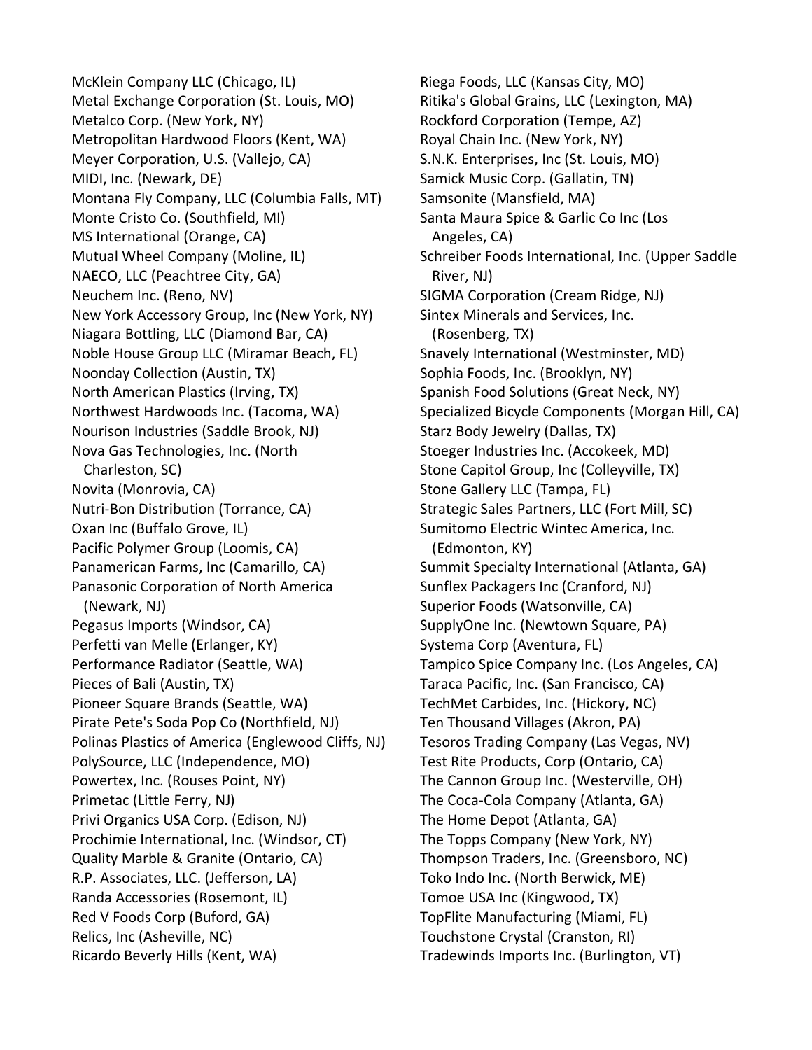McKlein Company LLC (Chicago, IL)
Metal Exchange Corporation (St. Louis, MO)
Metalco Corp. (New York, NY)
Metropolitan Hardwood Floors (Kent, WA)
Meyer Corporation, U.S. (Vallejo, CA)
MIDI, Inc. (Newark, DE)
Montana Fly Company, LLC (Columbia Falls, MT)
Monte Cristo Co. (Southfield, MI)
MS International (Orange, CA)
Mutual Wheel Company (Moline, IL)
NAECO, LLC (Peachtree City, GA)
Neuchem Inc. (Reno, NV)
New York Accessory Group, Inc (New York, NY)
Niagara Bottling, LLC (Diamond Bar, CA)
Noble House Group LLC (Miramar Beach, FL)
Noonday Collection (Austin, TX)
North American Plastics (Irving, TX)
Northwest Hardwoods Inc. (Tacoma, WA)
Nourison Industries (Saddle Brook, NJ)
Nova Gas Technologies, Inc. (North Charleston, SC)
Novita (Monrovia, CA)
Nutri-Bon Distribution (Torrance, CA)
Oxan Inc (Buffalo Grove, IL)
Pacific Polymer Group (Loomis, CA)
Panamerican Farms, Inc (Camarillo, CA)
Panasonic Corporation of North America (Newark, NJ)
Pegasus Imports (Windsor, CA)
Perfetti van Melle (Erlanger, KY)
Performance Radiator (Seattle, WA)
Pieces of Bali (Austin, TX)
Pioneer Square Brands (Seattle, WA)
Pirate Pete's Soda Pop Co (Northfield, NJ)
Polinas Plastics of America (Englewood Cliffs, NJ)
PolySource, LLC (Independence, MO)
Powertex, Inc. (Rouses Point, NY)
Primetac (Little Ferry, NJ)
Privi Organics USA Corp. (Edison, NJ)
Prochimie International, Inc. (Windsor, CT)
Quality Marble & Granite (Ontario, CA)
R.P. Associates, LLC. (Jefferson, LA)
Randa Accessories (Rosemont, IL)
Red V Foods Corp (Buford, GA)
Relics, Inc (Asheville, NC)
Ricardo Beverly Hills (Kent, WA)
Riega Foods, LLC (Kansas City, MO)
Ritika's Global Grains, LLC (Lexington, MA)
Rockford Corporation (Tempe, AZ)
Royal Chain Inc. (New York, NY)
S.N.K. Enterprises, Inc (St. Louis, MO)
Samick Music Corp. (Gallatin, TN)
Samsonite (Mansfield, MA)
Santa Maura Spice & Garlic Co Inc (Los Angeles, CA)
Schreiber Foods International, Inc. (Upper Saddle River, NJ)
SIGMA Corporation (Cream Ridge, NJ)
Sintex Minerals and Services, Inc. (Rosenberg, TX)
Snavely International (Westminster, MD)
Sophia Foods, Inc. (Brooklyn, NY)
Spanish Food Solutions (Great Neck, NY)
Specialized Bicycle Components (Morgan Hill, CA)
Starz Body Jewelry (Dallas, TX)
Stoeger Industries Inc. (Accokeek, MD)
Stone Capitol Group, Inc (Colleyville, TX)
Stone Gallery LLC (Tampa, FL)
Strategic Sales Partners, LLC (Fort Mill, SC)
Sumitomo Electric Wintec America, Inc. (Edmonton, KY)
Summit Specialty International (Atlanta, GA)
Sunflex Packagers Inc (Cranford, NJ)
Superior Foods (Watsonville, CA)
SupplyOne Inc. (Newtown Square, PA)
Systema Corp (Aventura, FL)
Tampico Spice Company Inc. (Los Angeles, CA)
Taraca Pacific, Inc. (San Francisco, CA)
TechMet Carbides, Inc. (Hickory, NC)
Ten Thousand Villages (Akron, PA)
Tesoros Trading Company (Las Vegas, NV)
Test Rite Products, Corp (Ontario, CA)
The Cannon Group Inc. (Westerville, OH)
The Coca-Cola Company (Atlanta, GA)
The Home Depot (Atlanta, GA)
The Topps Company (New York, NY)
Thompson Traders, Inc. (Greensboro, NC)
Toko Indo Inc. (North Berwick, ME)
Tomoe USA Inc (Kingwood, TX)
TopFlite Manufacturing (Miami, FL)
Touchstone Crystal (Cranston, RI)
Tradewinds Imports Inc. (Burlington, VT)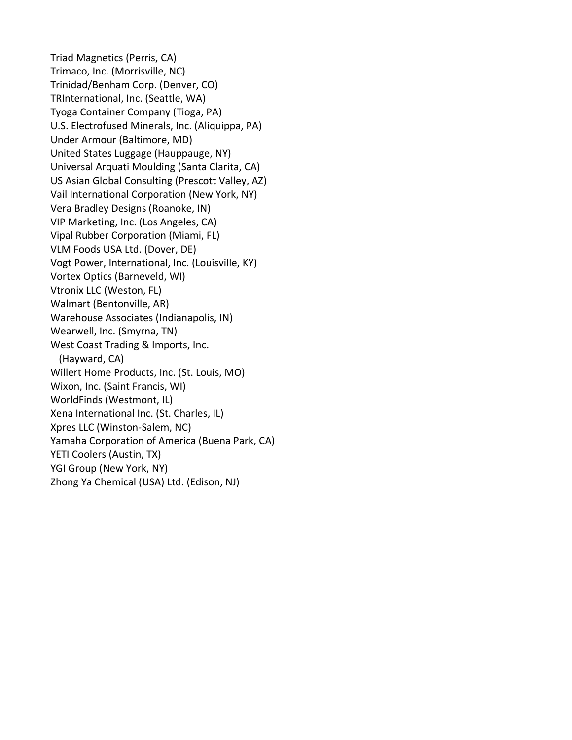Triad Magnetics (Perris, CA)
Trimaco, Inc. (Morrisville, NC)
Trinidad/Benham Corp. (Denver, CO)
TRInternational, Inc. (Seattle, WA)
Tyoga Container Company (Tioga, PA)
U.S. Electrofused Minerals, Inc. (Aliquippa, PA)
Under Armour (Baltimore, MD)
United States Luggage (Hauppauge, NY)
Universal Arquati Moulding (Santa Clarita, CA)
US Asian Global Consulting (Prescott Valley, AZ)
Vail International Corporation (New York, NY)
Vera Bradley Designs (Roanoke, IN)
VIP Marketing, Inc. (Los Angeles, CA)
Vipal Rubber Corporation (Miami, FL)
VLM Foods USA Ltd. (Dover, DE)
Vogt Power, International, Inc. (Louisville, KY)
Vortex Optics (Barneveld, WI)
Vtronix LLC (Weston, FL)
Walmart (Bentonville, AR)
Warehouse Associates (Indianapolis, IN)
Wearwell, Inc. (Smyrna, TN)
West Coast Trading & Imports, Inc.
(Hayward, CA)
Willert Home Products, Inc. (St. Louis, MO)
Wixon, Inc. (Saint Francis, WI)
WorldFinds (Westmont, IL)
Xena International Inc. (St. Charles, IL)
Xpres LLC (Winston-Salem, NC)
Yamaha Corporation of America (Buena Park, CA)
YETI Coolers (Austin, TX)
YGI Group (New York, NY)
Zhong Ya Chemical (USA) Ltd. (Edison, NJ)